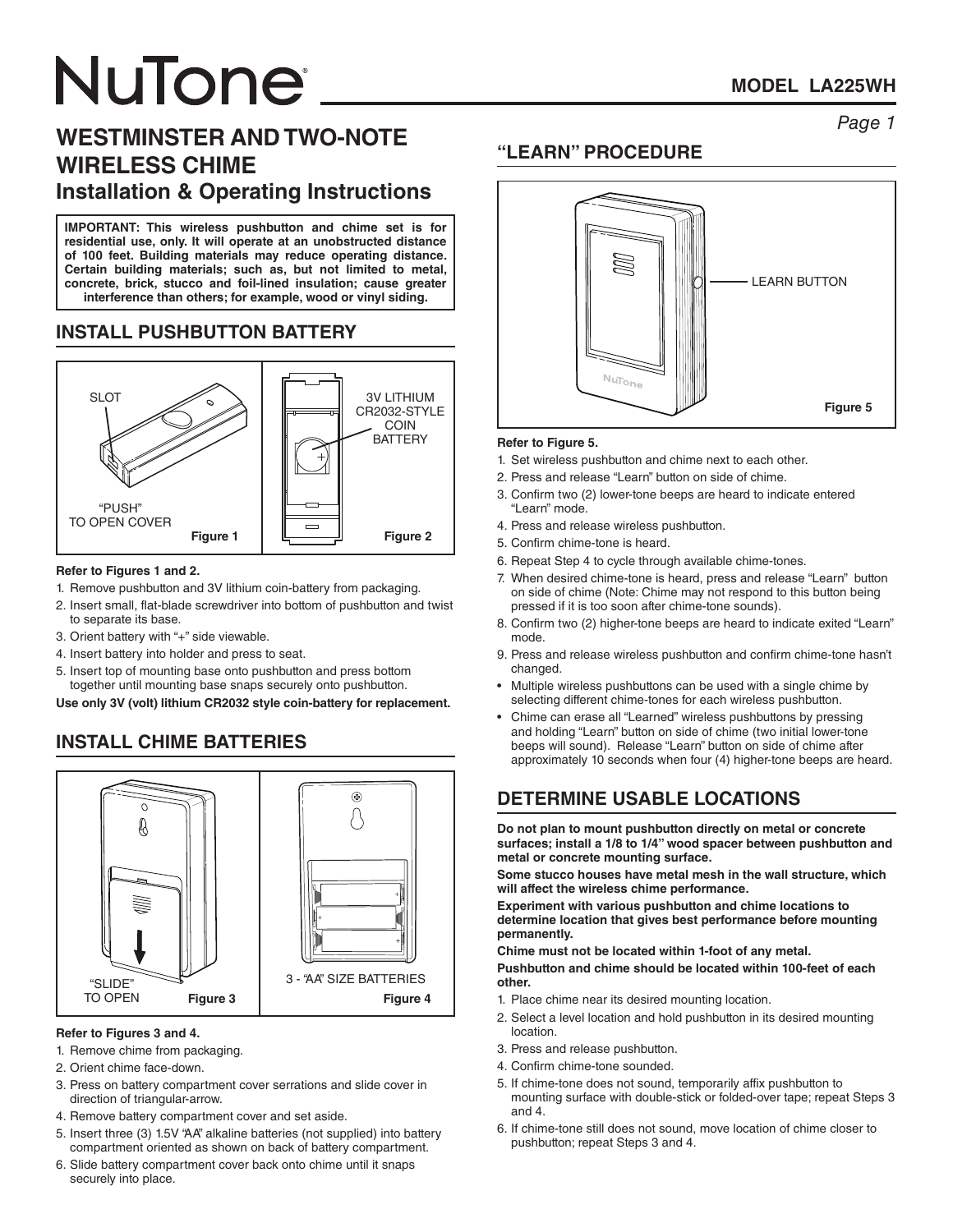# NuTone®

**MODEL LA225WH**

## WESTMINSTER AND TWO-NOTE WIRELESS CHIME

### Installation & Operating Instructions

**IMPORTANT: This wireless pushbutton and chime set is for residential use, only. It will operate at an unobstructed distance of 100 feet. Building materials may reduce operating distance. Certain building materials; such as, but not limited to metal, concrete, brick, stucco and foil-lined insulation; cause greater interference than others; for example, wood or vinyl siding.**

## INSTALL PUSHBUTTON BATTERY

SLOT

"PUSH" TO OPEN COVER

Figure 1

3V LITHIUM CR2032-STYLE COIN BATTERY

Figure 2

**Refer to Figures 1 and 2.**

1. Remove pushbutton and 3V lithium coin-battery from packaging.
2. Insert small, flat-blade screwdriver into bottom of pushbutton and twist to separate its base.
3. Orient battery with "+" side viewable.
4. Insert battery into holder and press to seat.
5. Insert top of mounting base onto pushbutton and press bottom together until mounting base snaps securely onto pushbutton.

**Use only 3V (volt) lithium CR2032 style coin-battery for replacement.**

## INSTALL CHIME BATTERIES

"SLIDE" TO OPEN

Figure 3

3 - "AA" SIZE BATTERIES

Figure 4

**Refer to Figures 3 and 4.**

1. Remove chime from packaging.
2. Orient chime face-down.
3. Press on battery compartment cover serrations and slide cover in direction of triangular-arrow.
4. Remove battery compartment cover and set aside.
5. Insert three (3) 1.5V "AA" alkaline batteries (not supplied) into battery compartment oriented as shown on back of battery compartment.
6. Slide battery compartment cover back onto chime until it snaps securely into place.

## "LEARN" PROCEDURE

LEARN BUTTON

Figure 5

**Refer to Figure 5.**

1. Set wireless pushbutton and chime next to each other.
2. Press and release "Learn" button on side of chime.
3. Confirm two (2) lower-tone beeps are heard to indicate entered "Learn" mode.
4. Press and release wireless pushbutton.
5. Confirm chime-tone is heard.
6. Repeat Step 4 to cycle through available chime-tones.
7. When desired chime-tone is heard, press and release "Learn" button on side of chime (Note: Chime may not respond to this button being pressed if it is too soon after chime-tone sounds).
8. Confirm two (2) higher-tone beeps are heard to indicate exited "Learn" mode.
9. Press and release wireless pushbutton and confirm chime-tone hasn't changed.

- Multiple wireless pushbuttons can be used with a single chime by selecting different chime-tones for each wireless pushbutton.
- Chime can erase all "Learned" wireless pushbuttons by pressing and holding "Learn" button on side of chime (two initial lower-tone beeps will sound). Release "Learn" button on side of chime after approximately 10 seconds when four (4) higher-tone beeps are heard.

## DETERMINE USABLE LOCATIONS

**Do not plan to mount pushbutton directly on metal or concrete surfaces; install a 1/8 to 1/4" wood spacer between pushbutton and metal or concrete mounting surface.**

**Some stucco houses have metal mesh in the wall structure, which will affect the wireless chime performance.**

**Experiment with various pushbutton and chime locations to determine location that gives best performance before mounting permanently.**

**Chime must not be located within 1-foot of any metal.**

**Pushbutton and chime should be located within 100-feet of each other.**

1. Place chime near its desired mounting location.
2. Select a level location and hold pushbutton in its desired mounting location.
3. Press and release pushbutton.
4. Confirm chime-tone sounded.
5. If chime-tone does not sound, temporarily affix pushbutton to mounting surface with double-stick or folded-over tape; repeat Steps 3 and 4.
6. If chime-tone still does not sound, move location of chime closer to pushbutton; repeat Steps 3 and 4.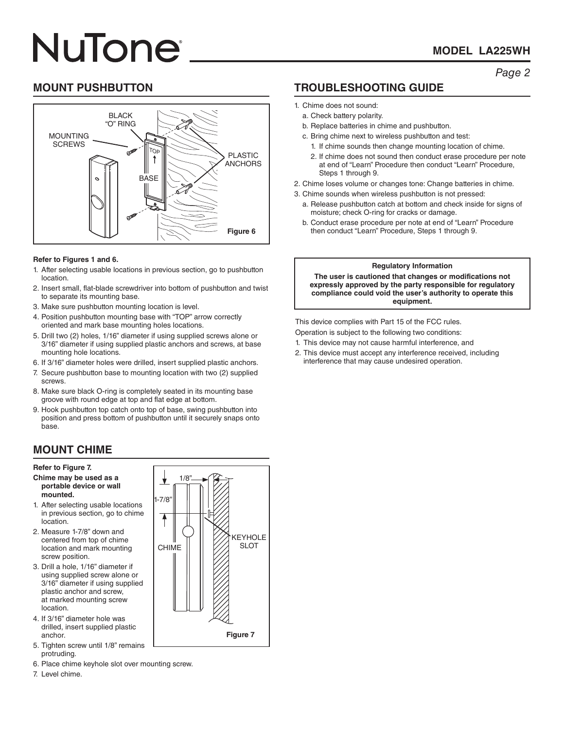# NuTone®

**MODEL LA225WH**

## MOUNT PUSHBUTTON

Figure 6

**Refer to Figures 1 and 6.**

1. After selecting usable locations in previous section, go to pushbutton location.
2. Insert small, flat-blade screwdriver into bottom of pushbutton and twist to separate its mounting base.
3. Make sure pushbutton mounting location is level.
4. Position pushbutton mounting base with "TOP" arrow correctly oriented and mark base mounting holes locations.
5. Drill two (2) holes, 1/16" diameter if using supplied screws alone or 3/16" diameter if using supplied plastic anchors and screws, at base mounting hole locations.
6. If 3/16" diameter holes were drilled, insert supplied plastic anchors.
7. Secure pushbutton base to mounting location with two (2) supplied screws.
8. Make sure black O-ring is completely seated in its mounting base groove with round edge at top and flat edge at bottom.
9. Hook pushbutton top catch onto top of base, swing pushbutton into position and press bottom of pushbutton until it securely snaps onto base.

## MOUNT CHIME

**Refer to Figure 7.**

**Chime may be used as a portable device or wall mounted.**

1. After selecting usable locations in previous section, go to chime location.
2. Measure 1-7/8" down and centered from top of chime location and mark mounting screw position.
3. Drill a hole, 1/16" diameter if using supplied screw alone or 3/16" diameter if using supplied plastic anchor and screw, at marked mounting screw location.
4. If 3/16" diameter hole was drilled, insert supplied plastic anchor.
5. Tighten screw until 1/8" remains protruding.
6. Place chime keyhole slot over mounting screw.
7. Level chime.

Figure 7

## TROUBLESHOOTING GUIDE

1. Chime does not sound:
   a. Check battery polarity.
   b. Replace batteries in chime and pushbutton.
   c. Bring chime next to wireless pushbutton and test:
      1. If chime sounds then change mounting location of chime.
      2. If chime does not sound then conduct erase procedure per note at end of "Learn" Procedure then conduct "Learn" Procedure, Steps 1 through 9.
2. Chime loses volume or changes tone: Change batteries in chime.
3. Chime sounds when wireless pushbutton is not pressed:
   a. Release pushbutton catch at bottom and check inside for signs of moisture; check O-ring for cracks or damage.
   b. Conduct erase procedure per note at end of "Learn" Procedure then conduct "Learn" Procedure, Steps 1 through 9.

**Regulatory Information**

**The user is cautioned that changes or modifications not expressly approved by the party responsible for regulatory compliance could void the user's authority to operate this equipment.**

This device complies with Part 15 of the FCC rules.

Operation is subject to the following two conditions:

1. This device may not cause harmful interference, and
2. This device must accept any interference received, including interference that may cause undesired operation.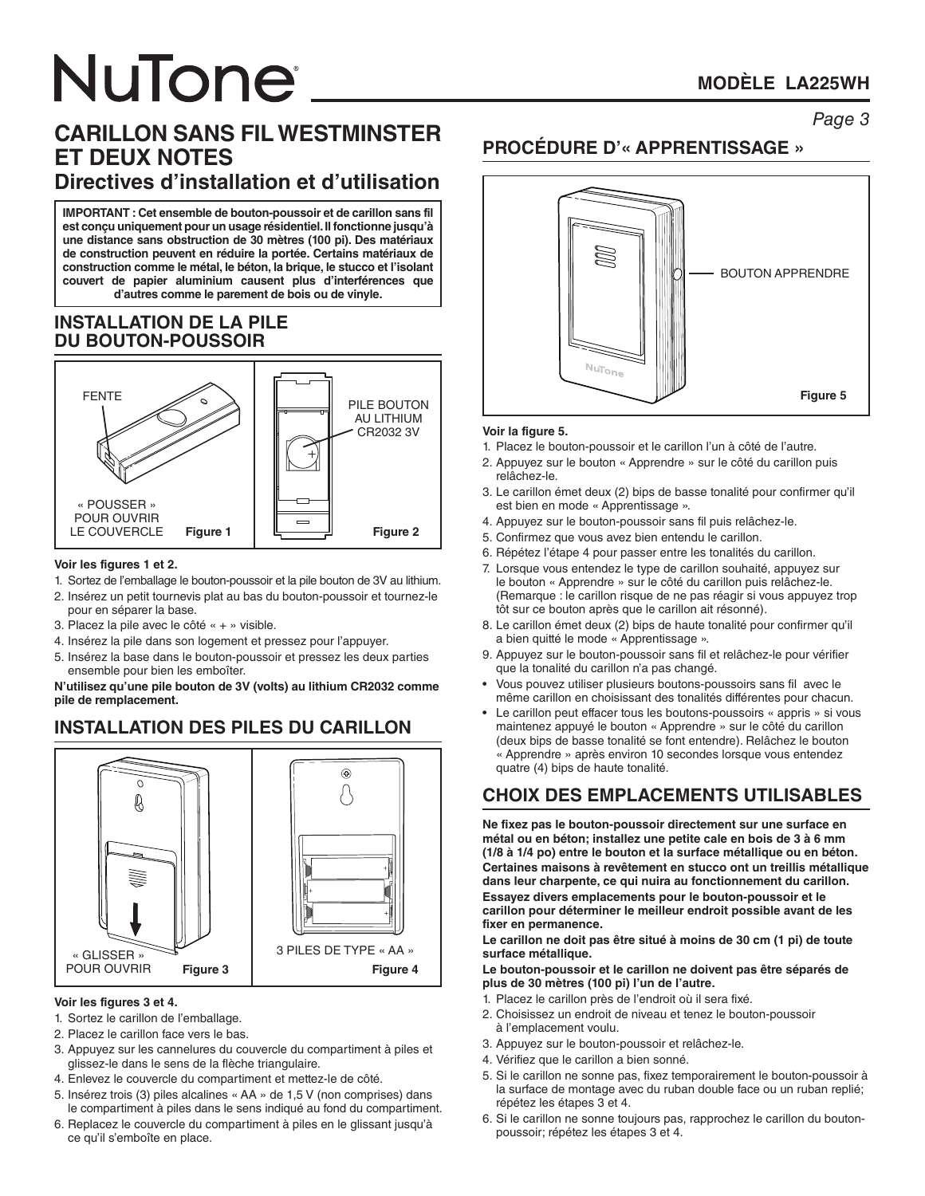# NuTone®

**MODÈLE LA225WH**

## CARILLON SANS FIL WESTMINSTER ET DEUX NOTES
### Directives d'installation et d'utilisation

**IMPORTANT : Cet ensemble de bouton-poussoir et de carillon sans fil est conçu uniquement pour un usage résidentiel. Il fonctionne jusqu'à une distance sans obstruction de 30 mètres (100 pi). Des matériaux de construction peuvent en réduire la portée. Certains matériaux de construction comme le métal, le béton, la brique, le stucco et l'isolant couvert de papier aluminium causent plus d'interférences que d'autres comme le parement de bois ou de vinyle.**

## INSTALLATION DE LA PILE DU BOUTON-POUSSOIR

FENTE

« POUSSER » POUR OUVRIR LE COUVERCLE

Figure 1

PILE BOUTON AU LITHIUM CR2032 3V

Figure 2

**Voir les figures 1 et 2.**

1. Sortez de l'emballage le bouton-poussoir et la pile bouton de 3V au lithium.
2. Insérez un petit tournevis plat au bas du bouton-poussoir et tournez-le pour en séparer la base.
3. Placez la pile avec le côté « + » visible.
4. Insérez la pile dans son logement et pressez pour l'appuyer.
5. Insérez la base dans le bouton-poussoir et pressez les deux parties ensemble pour bien les emboîter.

**N'utilisez qu'une pile bouton de 3V (volts) au lithium CR2032 comme pile de remplacement.**

## INSTALLATION DES PILES DU CARILLON

« GLISSER » POUR OUVRIR

Figure 3

3 PILES DE TYPE « AA »

Figure 4

**Voir les figures 3 et 4.**

1. Sortez le carillon de l'emballage.
2. Placez le carillon face vers le bas.
3. Appuyez sur les cannelures du couvercle du compartiment à piles et glissez-le dans le sens de la flèche triangulaire.
4. Enlevez le couvercle du compartiment et mettez-le de côté.
5. Insérez trois (3) piles alcalines « AA » de 1,5 V (non comprises) dans le compartiment à piles dans le sens indiqué au fond du compartiment.
6. Replacez le couvercle du compartiment à piles en le glissant jusqu'à ce qu'il s'emboîte en place.

## PROCÉDURE D'« APPRENTISSAGE »

BOUTON APPRENDRE

Figure 5

**Voir la figure 5.**

1. Placez le bouton-poussoir et le carillon l'un à côté de l'autre.
2. Appuyez sur le bouton « Apprendre » sur le côté du carillon puis relâchez-le.
3. Le carillon émet deux (2) bips de basse tonalité pour confirmer qu'il est bien en mode « Apprentissage ».
4. Appuyez sur le bouton-poussoir sans fil puis relâchez-le.
5. Confirmez que vous avez bien entendu le carillon.
6. Répétez l'étape 4 pour passer entre les tonalités du carillon.
7. Lorsque vous entendez le type de carillon souhaité, appuyez sur le bouton « Apprendre » sur le côté du carillon puis relâchez-le. (Remarque : le carillon risque de ne pas réagir si vous appuyez trop tôt sur ce bouton après que le carillon ait résonné).
8. Le carillon émet deux (2) bips de haute tonalité pour confirmer qu'il a bien quitté le mode « Apprentissage ».
9. Appuyez sur le bouton-poussoir sans fil et relâchez-le pour vérifier que la tonalité du carillon n'a pas changé.

- Vous pouvez utiliser plusieurs boutons-poussoirs sans fil avec le même carillon en choisissant des tonalités différentes pour chacun.
- Le carillon peut effacer tous les boutons-poussoirs « appris » si vous maintenez appuyé le bouton « Apprendre » sur le côté du carillon (deux bips de basse tonalité se font entendre). Relâchez le bouton « Apprendre » après environ 10 secondes lorsque vous entendez quatre (4) bips de haute tonalité.

## CHOIX DES EMPLACEMENTS UTILISABLES

**Ne fixez pas le bouton-poussoir directement sur une surface en métal ou en béton; installez une petite cale en bois de 3 à 6 mm (1/8 à 1/4 po) entre le bouton et la surface métallique ou en béton. Certaines maisons à revêtement en stucco ont un treillis métallique dans leur charpente, ce qui nuira au fonctionnement du carillon. Essayez divers emplacements pour le bouton-poussoir et le carillon pour déterminer le meilleur endroit possible avant de les fixer en permanence.**

**Le carillon ne doit pas être situé à moins de 30 cm (1 pi) de toute surface métallique.**

**Le bouton-poussoir et le carillon ne doivent pas être séparés de plus de 30 mètres (100 pi) l'un de l'autre.**

1. Placez le carillon près de l'endroit où il sera fixé.
2. Choisissez un endroit de niveau et tenez le bouton-poussoir à l'emplacement voulu.
3. Appuyez sur le bouton-poussoir et relâchez-le.
4. Vérifiez que le carillon a bien sonné.
5. Si le carillon ne sonne pas, fixez temporairement le bouton-poussoir à la surface de montage avec du ruban double face ou un ruban replié; répétez les étapes 3 et 4.
6. Si le carillon ne sonne toujours pas, rapprochez le carillon du bouton-poussoir; répétez les étapes 3 et 4.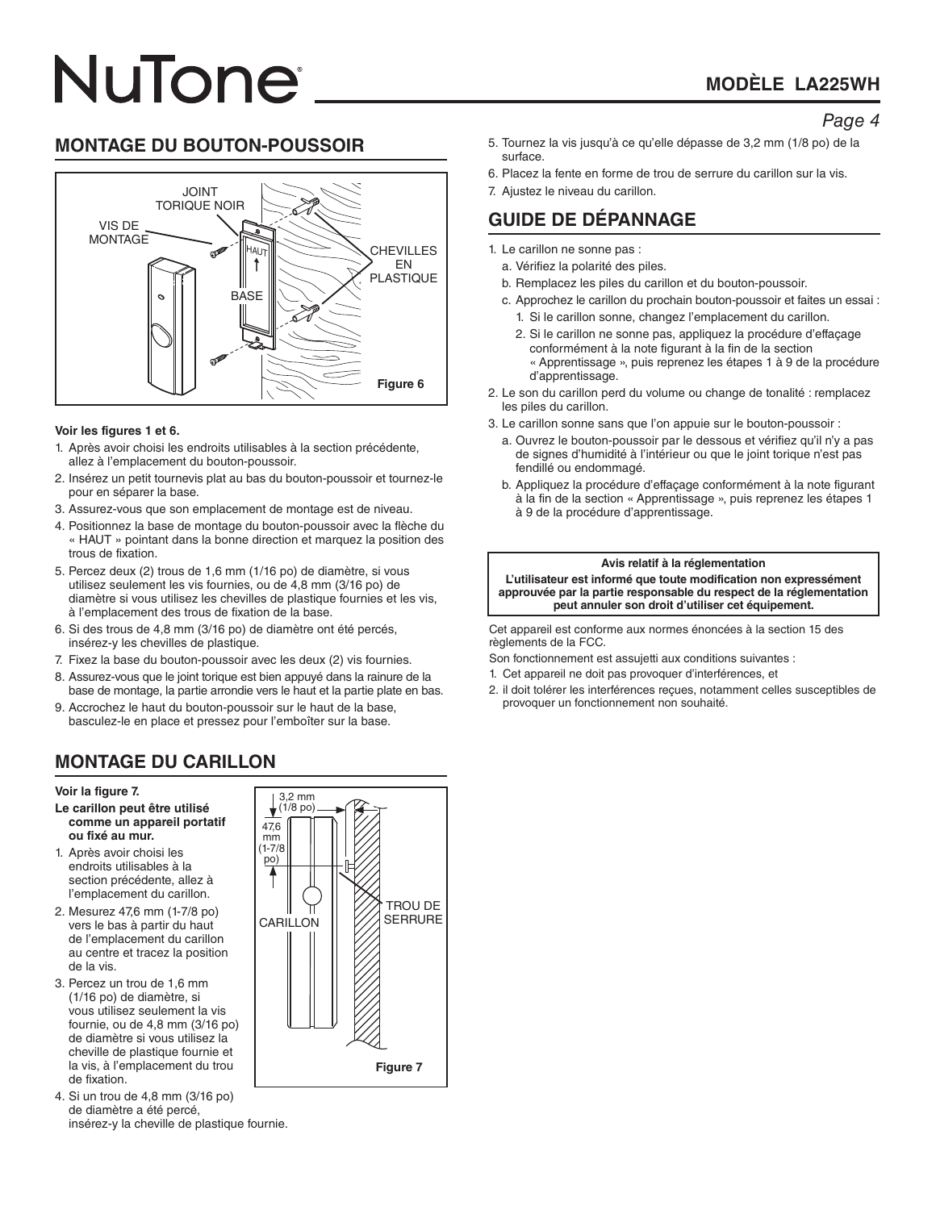## MONTAGE DU BOUTON-POUSSOIR

Figure 6

**Voir les figures 1 et 6.**

1. Après avoir choisi les endroits utilisables à la section précédente, allez à l'emplacement du bouton-poussoir.
2. Insérez un petit tournevis plat au bas du bouton-poussoir et tournez-le pour en séparer la base.
3. Assurez-vous que son emplacement de montage est de niveau.
4. Positionnez la base de montage du bouton-poussoir avec la flèche du « HAUT » pointant dans la bonne direction et marquez la position des trous de fixation.
5. Percez deux (2) trous de 1,6 mm (1/16 po) de diamètre, si vous utilisez seulement les vis fournies, ou de 4,8 mm (3/16 po) de diamètre si vous utilisez les chevilles de plastique fournies et les vis, à l'emplacement des trous de fixation de la base.
6. Si des trous de 4,8 mm (3/16 po) de diamètre ont été percés, insérez-y les chevilles de plastique.
7. Fixez la base du bouton-poussoir avec les deux (2) vis fournies.
8. Assurez-vous que le joint torique est bien appuyé dans la rainure de la base de montage, la partie arrondie vers le haut et la partie plate en bas.
9. Accrochez le haut du bouton-poussoir sur le haut de la base, basculez-le en place et pressez pour l'emboîter sur la base.

## MONTAGE DU CARILLON

**Voir la figure 7.**

**Le carillon peut être utilisé comme un appareil portatif ou fixé au mur.**

1. Après avoir choisi les endroits utilisables à la section précédente, allez à l'emplacement du carillon.
2. Mesurez 47,6 mm (1-7/8 po) vers le bas à partir du haut de l'emplacement du carillon au centre et tracez la position de la vis.
3. Percez un trou de 1,6 mm (1/16 po) de diamètre, si vous utilisez seulement la vis fournie, ou de 4,8 mm (3/16 po) de diamètre si vous utilisez la cheville de plastique fournie et la vis, à l'emplacement du trou de fixation.
4. Si un trou de 4,8 mm (3/16 po) de diamètre a été percé, insérez-y la cheville de plastique fournie.
5. Tournez la vis jusqu'à ce qu'elle dépasse de 3,2 mm (1/8 po) de la surface.
6. Placez la fente en forme de trou de serrure du carillon sur la vis.
7. Ajustez le niveau du carillon.

Figure 7

## GUIDE DE DÉPANNAGE

1. Le carillon ne sonne pas :
   a. Vérifiez la polarité des piles.
   b. Remplacez les piles du carillon et du bouton-poussoir.
   c. Approchez le carillon du prochain bouton-poussoir et faites un essai :
      1. Si le carillon sonne, changez l'emplacement du carillon.
      2. Si le carillon ne sonne pas, appliquez la procédure d'effaçage conformément à la note figurant à la fin de la section « Apprentissage », puis reprenez les étapes 1 à 9 de la procédure d'apprentissage.
2. Le son du carillon perd du volume ou change de tonalité : remplacez les piles du carillon.
3. Le carillon sonne sans que l'on appuie sur le bouton-poussoir :
   a. Ouvrez le bouton-poussoir par le dessous et vérifiez qu'il n'y a pas de signes d'humidité à l'intérieur ou que le joint torique n'est pas fendillé ou endommagé.
   b. Appliquez la procédure d'effaçage conformément à la note figurant à la fin de la section « Apprentissage », puis reprenez les étapes 1 à 9 de la procédure d'apprentissage.

**Avis relatif à la réglementation**

**L'utilisateur est informé que toute modification non expressément approuvée par la partie responsable du respect de la réglementation peut annuler son droit d'utiliser cet équipement.**

Cet appareil est conforme aux normes énoncées à la section 15 des règlements de la FCC.

Son fonctionnement est assujetti aux conditions suivantes :

1. Cet appareil ne doit pas provoquer d'interférences, et
2. il doit tolérer les interférences reçues, notamment celles susceptibles de provoquer un fonctionnement non souhaité.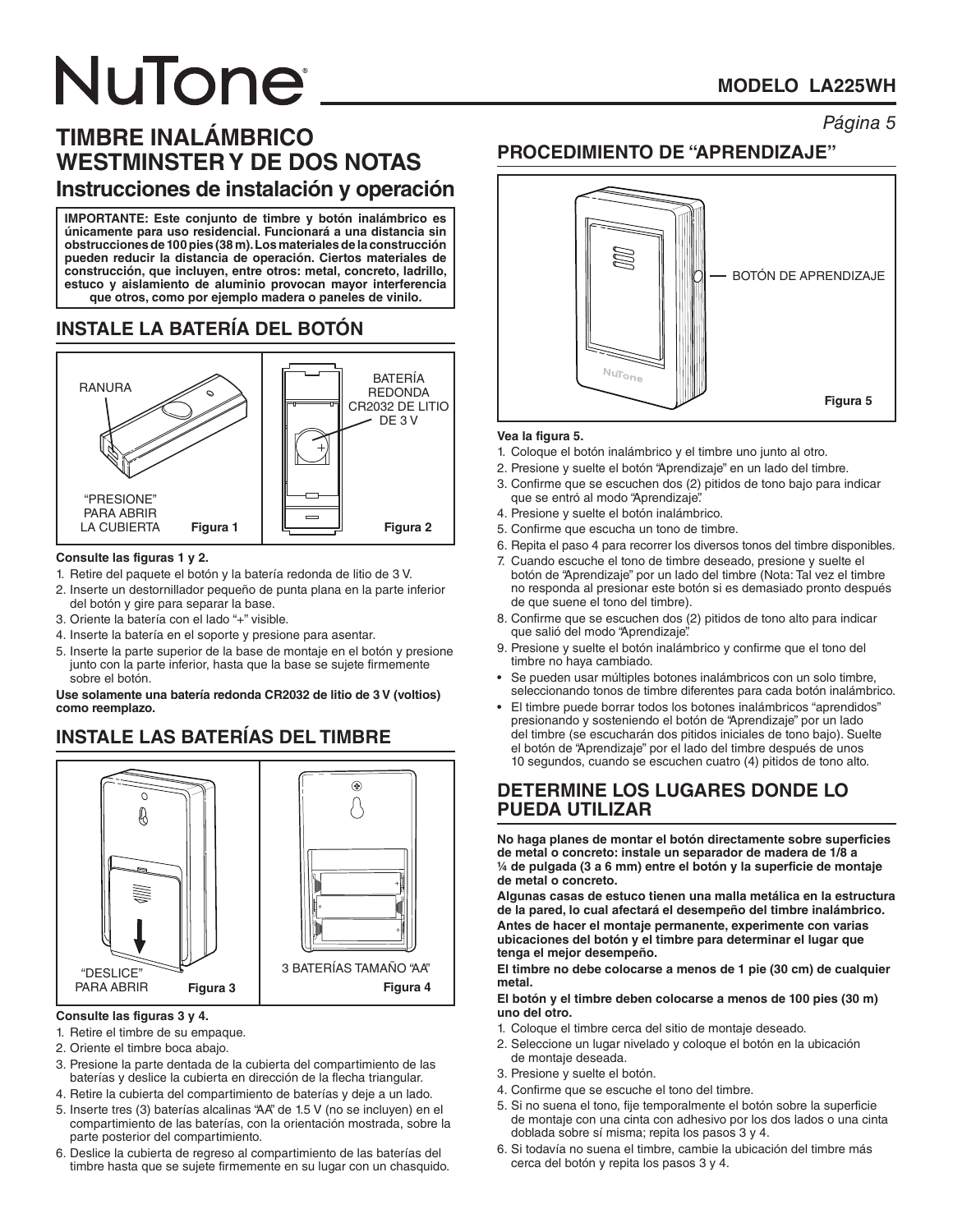# NuTone

**MODELO LA225WH**

## TIMBRE INALÁMBRICO WESTMINSTER Y DE DOS NOTAS

### Instrucciones de instalación y operación

**IMPORTANTE: Este conjunto de timbre y botón inalámbrico es únicamente para uso residencial. Funcionará a una distancia sin obstrucciones de 100 pies (38 m). Los materiales de la construcción pueden reducir la distancia de operación. Ciertos materiales de construcción, que incluyen, entre otros: metal, concreto, ladrillo, estuco y aislamiento de aluminio provocan mayor interferencia que otros, como por ejemplo madera o paneles de vinilo.**

## INSTALE LA BATERÍA DEL BOTÓN

RANURA

"PRESIONE" PARA ABRIR LA CUBIERTA

Figura 1

BATERÍA REDONDA CR2032 DE LITIO DE 3 V

Figura 2

**Consulte las figuras 1 y 2.**

1. Retire del paquete el botón y la batería redonda de litio de 3 V.
2. Inserte un destornillador pequeño de punta plana en la parte inferior del botón y gire para separar la base.
3. Oriente la batería con el lado "+" visible.
4. Inserte la batería en el soporte y presione para asentar.
5. Inserte la parte superior de la base de montaje en el botón y presione junto con la parte inferior, hasta que la base se sujete firmemente sobre el botón.

**Use solamente una batería redonda CR2032 de litio de 3 V (voltios) como reemplazo.**

## INSTALE LAS BATERÍAS DEL TIMBRE

"DESLICE" PARA ABRIR

Figura 3

3 BATERÍAS TAMAÑO "AA"

Figura 4

**Consulte las figuras 3 y 4.**

1. Retire el timbre de su empaque.
2. Oriente el timbre boca abajo.
3. Presione la parte dentada de la cubierta del compartimiento de las baterías y deslice la cubierta en dirección de la flecha triangular.
4. Retire la cubierta del compartimiento de baterías y deje a un lado.
5. Inserte tres (3) baterías alcalinas "AA" de 1.5 V (no se incluyen) en el compartimiento de las baterías, con la orientación mostrada, sobre la parte posterior del compartimiento.
6. Deslice la cubierta de regreso al compartimiento de las baterías del timbre hasta que se sujete firmemente en su lugar con un chasquido.

## PROCEDIMIENTO DE "APRENDIZAJE"

BOTÓN DE APRENDIZAJE

Figura 5

**Vea la figura 5.**

1. Coloque el botón inalámbrico y el timbre uno junto al otro.
2. Presione y suelte el botón "Aprendizaje" en un lado del timbre.
3. Confirme que se escuchen dos (2) pitidos de tono bajo para indicar que se entró al modo "Aprendizaje".
4. Presione y suelte el botón inalámbrico.
5. Confirme que escucha un tono de timbre.
6. Repita el paso 4 para recorrer los diversos tonos del timbre disponibles.
7. Cuando escuche el tono de timbre deseado, presione y suelte el botón de "Aprendizaje" por un lado del timbre (Nota: Tal vez el timbre no responda al presionar este botón si es demasiado pronto después de que suene el tono del timbre).
8. Confirme que se escuchen dos (2) pitidos de tono alto para indicar que salió del modo "Aprendizaje".
9. Presione y suelte el botón inalámbrico y confirme que el tono del timbre no haya cambiado.

- Se pueden usar múltiples botones inalámbricos con un solo timbre, seleccionando tonos de timbre diferentes para cada botón inalámbrico.
- El timbre puede borrar todos los botones inalámbricos "aprendidos" presionando y sosteniendo el botón de "Aprendizaje" por un lado del timbre (se escucharán dos pitidos iniciales de tono bajo). Suelte el botón de "Aprendizaje" por el lado del timbre después de unos 10 segundos, cuando se escuchen cuatro (4) pitidos de tono alto.

## DETERMINE LOS LUGARES DONDE LO PUEDA UTILIZAR

**No haga planes de montar el botón directamente sobre superficies de metal o concreto: instale un separador de madera de 1/8 a ¼ de pulgada (3 a 6 mm) entre el botón y la superficie de montaje de metal o concreto.**

**Algunas casas de estuco tienen una malla metálica en la estructura de la pared, lo cual afectará el desempeño del timbre inalámbrico.**

**Antes de hacer el montaje permanente, experimente con varias ubicaciones del botón y el timbre para determinar el lugar que tenga el mejor desempeño.**

**El timbre no debe colocarse a menos de 1 pie (30 cm) de cualquier metal.**

**El botón y el timbre deben colocarse a menos de 100 pies (30 m) uno del otro.**

1. Coloque el timbre cerca del sitio de montaje deseado.
2. Seleccione un lugar nivelado y coloque el botón en la ubicación de montaje deseada.
3. Presione y suelte el botón.
4. Confirme que se escuche el tono del timbre.
5. Si no suena el tono, fije temporalmente el botón sobre la superficie de montaje con una cinta con adhesivo por los dos lados o una cinta doblada sobre sí misma; repita los pasos 3 y 4.
6. Si todavía no suena el timbre, cambie la ubicación del timbre más cerca del botón y repita los pasos 3 y 4.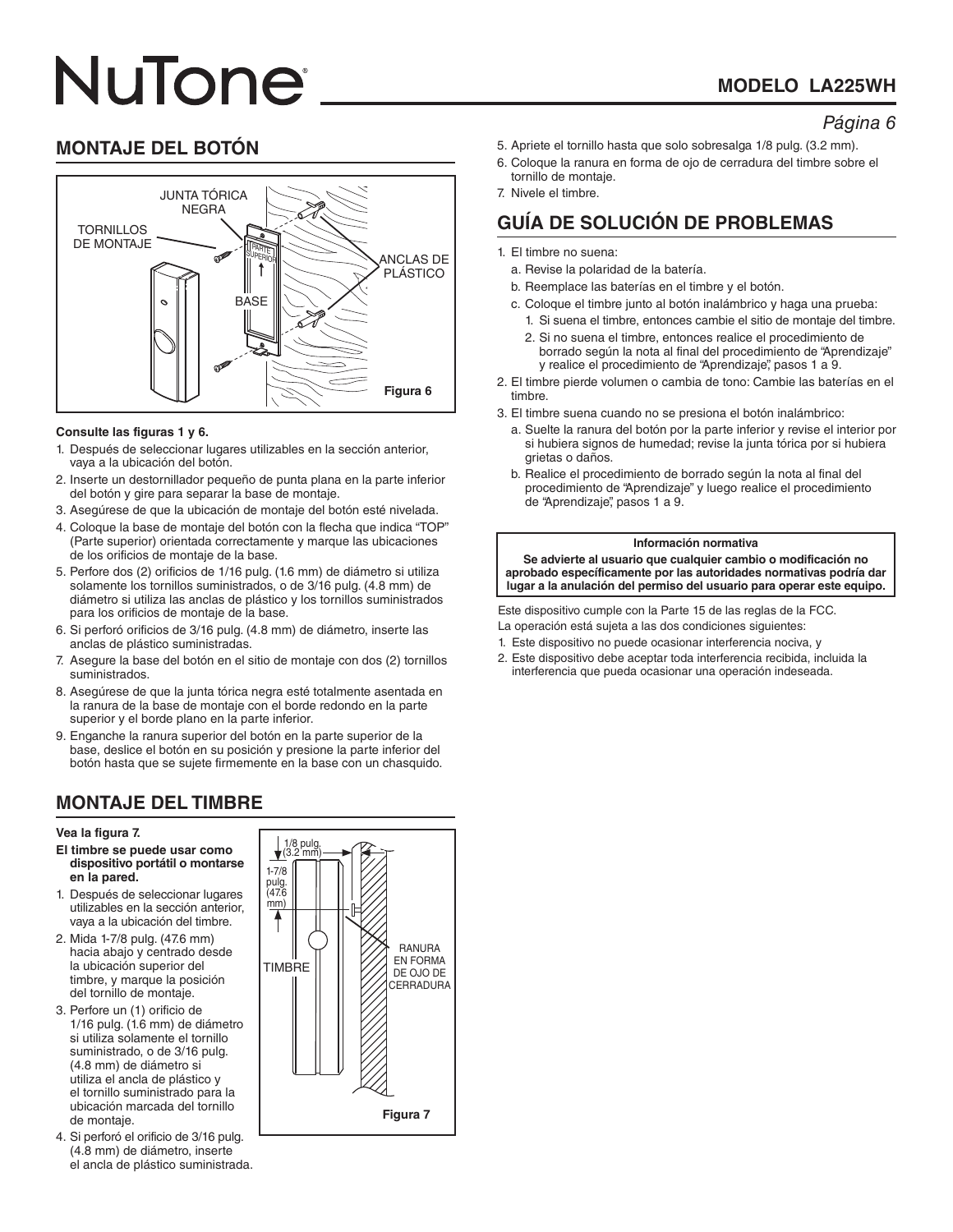## MONTAJE DEL BOTÓN

Figura 6

**Consulte las figuras 1 y 6.**

1. Después de seleccionar lugares utilizables en la sección anterior, vaya a la ubicación del botón.
2. Inserte un destornillador pequeño de punta plana en la parte inferior del botón y gire para separar la base de montaje.
3. Asegúrese de que la ubicación de montaje del botón esté nivelada.
4. Coloque la base de montaje del botón con la flecha que indica “TOP” (Parte superior) orientada correctamente y marque las ubicaciones de los orificios de montaje de la base.
5. Perfore dos (2) orificios de 1/16 pulg. (1.6 mm) de diámetro si utiliza solamente los tornillos suministrados, o de 3/16 pulg. (4.8 mm) de diámetro si utiliza las anclas de plástico y los tornillos suministrados para los orificios de montaje de la base.
6. Si perforó orificios de 3/16 pulg. (4.8 mm) de diámetro, inserte las anclas de plástico suministradas.
7. Asegure la base del botón en el sitio de montaje con dos (2) tornillos suministrados.
8. Asegúrese de que la junta tórica negra esté totalmente asentada en la ranura de la base de montaje con el borde redondo en la parte superior y el borde plano en la parte inferior.
9. Enganche la ranura superior del botón en la parte superior de la base, deslice el botón en su posición y presione la parte inferior del botón hasta que se sujete firmemente en la base con un chasquido.

## MONTAJE DEL TIMBRE

**Vea la figura 7.**

**El timbre se puede usar como dispositivo portátil o montarse en la pared.**

1. Después de seleccionar lugares utilizables en la sección anterior, vaya a la ubicación del timbre.
2. Mida 1-7/8 pulg. (47.6 mm) hacia abajo y centrado desde la ubicación superior del timbre, y marque la posición del tornillo de montaje.
3. Perfore un (1) orificio de 1/16 pulg. (1.6 mm) de diámetro si utiliza solamente el tornillo suministrado, o de 3/16 pulg. (4.8 mm) de diámetro si utiliza el ancla de plástico y el tornillo suministrado para la ubicación marcada del tornillo de montaje.
4. Si perforó el orificio de 3/16 pulg. (4.8 mm) de diámetro, inserte el ancla de plástico suministrada.
5. Apriete el tornillo hasta que solo sobresalga 1/8 pulg. (3.2 mm).
6. Coloque la ranura en forma de ojo de cerradura del timbre sobre el tornillo de montaje.
7. Nivele el timbre.

Figura 7

## GUÍA DE SOLUCIÓN DE PROBLEMAS

1. El timbre no suena:
   a. Revise la polaridad de la batería.
   b. Reemplace las baterías en el timbre y el botón.
   c. Coloque el timbre junto al botón inalámbrico y haga una prueba:
      1. Si suena el timbre, entonces cambie el sitio de montaje del timbre.
      2. Si no suena el timbre, entonces realice el procedimiento de borrado según la nota al final del procedimiento de “Aprendizaje” y realice el procedimiento de “Aprendizaje”, pasos 1 a 9.
2. El timbre pierde volumen o cambia de tono: Cambie las baterías en el timbre.
3. El timbre suena cuando no se presiona el botón inalámbrico:
   a. Suelte la ranura del botón por la parte inferior y revise el interior por si hubiera signos de humedad; revise la junta tórica por si hubiera grietas o daños.
   b. Realice el procedimiento de borrado según la nota al final del procedimiento de “Aprendizaje” y luego realice el procedimiento de “Aprendizaje”, pasos 1 a 9.

**Información normativa**

**Se advierte al usuario que cualquier cambio o modificación no aprobado específicamente por las autoridades normativas podría dar lugar a la anulación del permiso del usuario para operar este equipo.**

Este dispositivo cumple con la Parte 15 de las reglas de la FCC.
La operación está sujeta a las dos condiciones siguientes:

1. Este dispositivo no puede ocasionar interferencia nociva, y
2. Este dispositivo debe aceptar toda interferencia recibida, incluida la interferencia que pueda ocasionar una operación indeseada.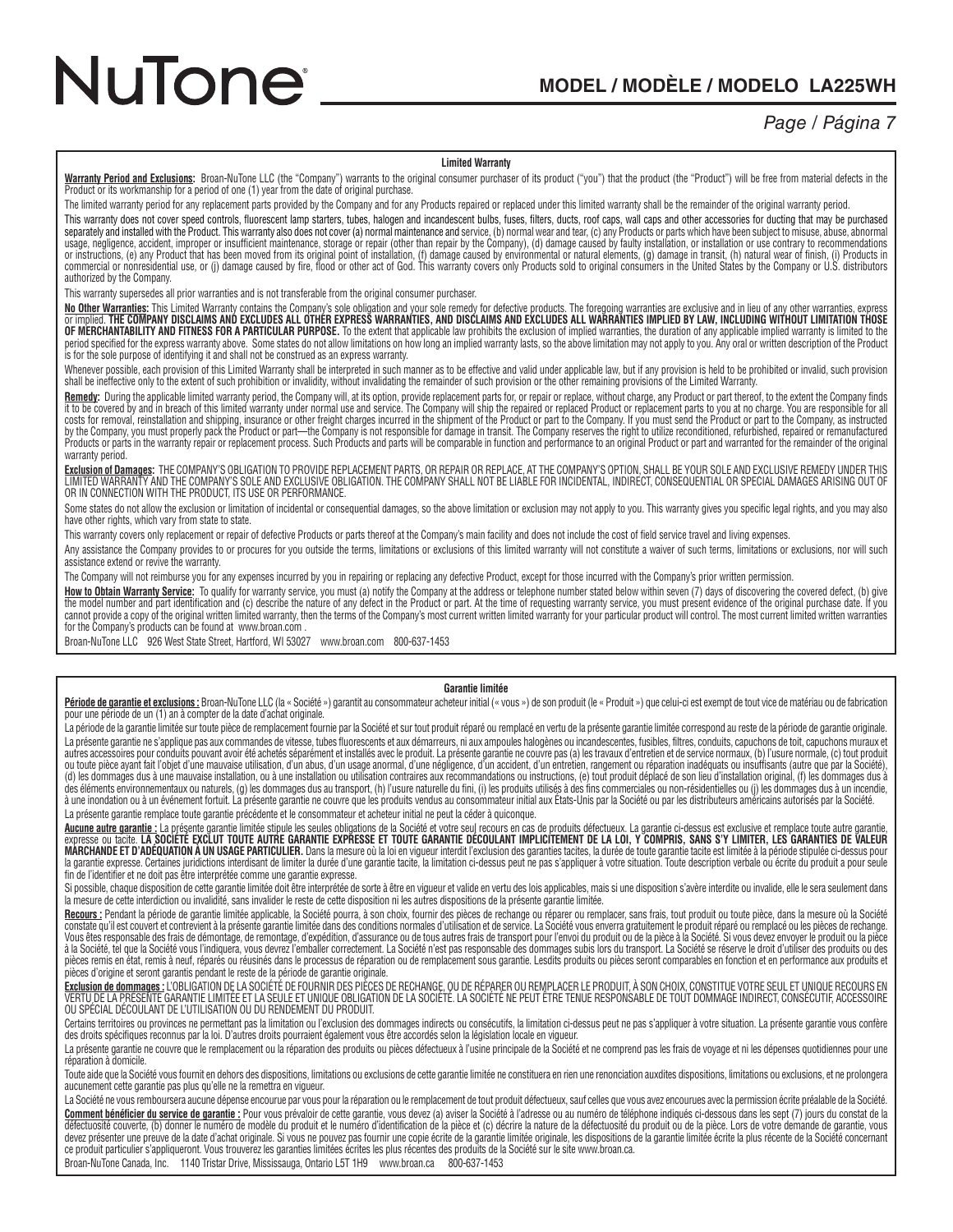## Limited Warranty

**Warranty Period and Exclusions:** Broan-NuTone LLC (the "Company") warrants to the original consumer purchaser of its product ("you") that the product (the "Product") will be free from material defects in the Product or its workmanship for a period of one (1) year from the date of original purchase.

The limited warranty period for any replacement parts provided by the Company and for any Products repaired or replaced under this limited warranty shall be the remainder of the original warranty period.

This warranty does not cover speed controls, fluorescent lamp starters, tubes, halogen and incandescent bulbs, fuses, filters, ducts, roof caps, wall caps and other accessories for ducting that may be purchased separately and installed with the Product. This warranty also does not cover (a) normal maintenance and service, (b) normal wear and tear, (c) any Products or parts which have been subject to misuse, abuse, abnormal usage, negligence, accident, improper or insufficient maintenance, storage or repair (other than repair by the Company), (d) damage caused by faulty installation, or installation or use contrary to recommendations or instructions, (e) any Product that has been moved from its original point of installation, (f) damage caused by environmental or natural elements, (g) damage in transit, (h) natural wear of finish, (i) Products in commercial or nonresidential use, or (j) damage caused by fire, flood or other act of God. This warranty covers only Products sold to original consumers in the United States by the Company or U.S. distributors authorized by the Company.

This warranty supersedes all prior warranties and is not transferable from the original consumer purchaser.

**No Other Warranties:** This Limited Warranty contains the Company's sole obligation and your sole remedy for defective products. The foregoing warranties are exclusive and in lieu of any other warranties, express or implied. **THE COMPANY DISCLAIMS AND EXCLUDES ALL OTHER EXPRESS WARRANTIES, AND DISCLAIMS AND EXCLUDES ALL WARRANTIES IMPLIED BY LAW, INCLUDING WITHOUT LIMITATION THOSE OF MERCHANTABILITY AND FITNESS FOR A PARTICULAR PURPOSE.** To the extent that applicable law prohibits the exclusion of implied warranties, the duration of any applicable implied warranty is limited to the period specified for the express warranty above. Some states do not allow limitations on how long an implied warranty lasts, so the above limitation may not apply to you. Any oral or written description of the Product is for the sole purpose of identifying it and shall not be construed as an express warranty.

Whenever possible, each provision of this Limited Warranty shall be interpreted in such manner as to be effective and valid under applicable law, but if any provision is held to be prohibited or invalid, such provision shall be ineffective only to the extent of such prohibition or invalidity, without invalidating the remainder of such provision or the other remaining provisions of the Limited Warranty.

**Remedy:** During the applicable limited warranty period, the Company will, at its option, provide replacement parts for, or repair or replace, without charge, any Product or part thereof, to the extent the Company finds it to be covered by and in breach of this limited warranty under normal use and service. The Company will ship the repaired or replaced Product or replacement parts to you at no charge. You are responsible for all costs for removal, reinstallation and shipping, insurance or other freight charges incurred in the shipment of the Product or part to the Company. If you must send the Product or part to the Company, as instructed by the Company, you must properly pack the Product or part—the Company is not responsible for damage in transit. The Company reserves the right to utilize reconditioned, refurbished, repaired or remanufactured Products or parts in the warranty repair or replacement process. Such Products and parts will be comparable in function and performance to an original Product or part and warranted for the remainder of the original warranty period.

**Exclusion of Damages:** THE COMPANY'S OBLIGATION TO PROVIDE REPLACEMENT PARTS, OR REPAIR OR REPLACE, AT THE COMPANY'S OPTION, SHALL BE YOUR SOLE AND EXCLUSIVE REMEDY UNDER THIS LIMITED WARRANTY AND THE COMPANY'S SOLE AND EXCLUSIVE OBLIGATION. THE COMPANY SHALL NOT BE LIABLE FOR INCIDENTAL, INDIRECT, CONSEQUENTIAL OR SPECIAL DAMAGES ARISING OUT OF OR IN CONNECTION WITH THE PRODUCT, ITS USE OR PERFORMANCE.

Some states do not allow the exclusion or limitation of incidental or consequential damages, so the above limitation or exclusion may not apply to you. This warranty gives you specific legal rights, and you may also have other rights, which vary from state to state.

This warranty covers only replacement or repair of defective Products or parts thereof at the Company's main facility and does not include the cost of field service travel and living expenses.

Any assistance the Company provides to or procures for you outside the terms, limitations or exclusions of this limited warranty will not constitute a waiver of such terms, limitations or exclusions, nor will such assistance extend or revive the warranty.

The Company will not reimburse you for any expenses incurred by you in repairing or replacing any defective Product, except for those incurred with the Company's prior written permission.

**How to Obtain Warranty Service:** To qualify for warranty service, you must (a) notify the Company at the address or telephone number stated below within seven (7) days of discovering the covered defect, (b) give the model number and part identification and (c) describe the nature of any defect in the Product or part. At the time of requesting warranty service, you must present evidence of the original purchase date. If you cannot provide a copy of the original written limited warranty, then the terms of the Company's most current written limited warranty for your particular product will control. The most current limited written warranties for the Company's products can be found at www.broan.com .

Broan-NuTone LLC 926 West State Street, Hartford, WI 53027 www.broan.com 800-637-1453

## Garantie limitée

**Période de garantie et exclusions :** Broan-NuTone LLC (la « Société ») garantit au consommateur acheteur initial (« vous ») de son produit (le « Produit ») que celui-ci est exempt de tout vice de matériau ou de fabrication pour une période de un (1) an à compter de la date d'achat originale.

La période de la garantie limitée sur toute pièce de remplacement fournie par la Société et sur tout produit réparé ou remplacé en vertu de la présente garantie limitée correspond au reste de la période de garantie originale.

La présente garantie ne s'applique pas aux commandes de vitesse, tubes fluorescents et aux démarreurs, ni aux ampoules halogènes ou incandescentes, fusibles, filtres, conduits, capuchons de toit, capuchons muraux et autres accessoires pour conduits pouvant avoir été achetés séparément et installés avec le produit. La présente garantie ne couvre pas (a) les travaux d'entretien et de service normaux, (b) l'usure normale, (c) tout produit ou toute pièce ayant fait l'objet d'une mauvaise utilisation, d'un abus, d'un usage anormal, d'une négligence, d'un accident, d'un entretien, rangement ou réparation inadéquats ou insuffisants (autre que par la Société), (d) les dommages dus à une mauvaise installation, ou à une installation ou utilisation contraires aux recommandations ou instructions, (e) tout produit déplacé de son lieu d'installation original, (f) les dommages dus à des éléments environnementaux ou naturels, (g) les dommages dus au transport, (h) l'usure naturelle du fini, (i) les produits utilisés à des fins commerciales ou non-résidentielles ou (j) les dommages dus à un incendie, à une inondation ou à un événement fortuit. La présente garantie ne couvre que les produits vendus au consommateur initial aux États-Unis par la Société ou par les distributeurs américains autorisés par la Société.

La présente garantie remplace toute garantie précédente et le consommateur et acheteur initial ne peut la céder à quiconque.

**Aucune autre garantie :** La présente garantie limitée stipule les seules obligations de la Société et votre seul recours en cas de produits défectueux. La garantie ci-dessus est exclusive et remplace toute autre garantie, expresse ou tacite. **LA SOCIÉTÉ EXCLUT TOUTE AUTRE GARANTIE EXPRESSE ET TOUTE GARANTIE DÉCOULANT IMPLICITEMENT DE LA LOI, Y COMPRIS, SANS S'Y LIMITER, LES GARANTIES DE VALEUR MARCHANDE ET D'ADÉQUATION À UN USAGE PARTICULIER.** Dans la mesure où la loi en vigueur interdit l'exclusion des garanties tacites, la durée de toute garantie tacite est limitée à la période stipulée ci-dessus pour la garantie expresse. Certaines juridictions interdisant de limiter la durée d'une garantie tacite, la limitation ci-dessus peut ne pas s'appliquer à votre situation. Toute description verbale ou écrite du produit a pour seule fin de l'identifier et ne doit pas être interprétée comme une garantie expresse.

Si possible, chaque disposition de cette garantie limitée doit être interprétée de sorte à être en vigueur et valide en vertu des lois applicables, mais si une disposition s'avère interdite ou invalide, elle le sera seulement dans la mesure de cette interdiction ou invalidité, sans invalider le reste de cette disposition ni les autres dispositions de la présente garantie limitée.

**Recours :** Pendant la période de garantie limitée applicable, la Société pourra, à son choix, fournir des pièces de rechange ou réparer ou remplacer, sans frais, tout produit ou toute pièce, dans la mesure où la Société constate qu'il est couvert et contrevient à la présente garantie limitée dans des conditions normales d'utilisation et de service. La Société vous enverra gratuitement le produit réparé ou remplacé ou les pièces de rechange. Vous êtes responsable des frais de démontage, de remontage, d'expédition, d'assurance ou de tous autres frais de transport pour l'envoi du produit ou de la pièce à la Société. Si vous devez envoyer le produit ou la pièce à la Société, tel que la Société vous l'indiquera, vous devrez l'emballer correctement. La Société n'est pas responsable des dommages subis lors du transport. La Société se réserve le droit d'utiliser des produits ou des pièces remis en état, remis à neuf, réparés ou réusinés dans le processus de réparation ou de remplacement sous garantie. Lesdits produits ou pièces seront comparables en fonction et en performance aux produits et pièces d'origine et seront garantis pendant le reste de la période de garantie originale.

**Exclusion de dommages :** L'OBLIGATION DE LA SOCIÉTÉ DE FOURNIR DES PIÈCES DE RECHANGE, OU DE RÉPARER OU REMPLACER LE PRODUIT, À SON CHOIX, CONSTITUE VOTRE SEUL ET UNIQUE RECOURS EN VERTU DE LA PRÉSENTE GARANTIE LIMITÉE ET LA SEULE ET UNIQUE OBLIGATION DE LA SOCIÉTÉ. LA SOCIÉTÉ NE PEUT ÊTRE TENUE RESPONSABLE DE TOUT DOMMAGE INDIRECT, CONSÉCUTIF, ACCESSOIRE OU SPÉCIAL DÉCOULANT DE L'UTILISATION OU DU RENDEMENT DU PRODUIT.

Certains territoires ou provinces ne permettant pas la limitation ou l'exclusion des dommages indirects ou consécutifs, la limitation ci-dessus peut ne pas s'appliquer à votre situation. La présente garantie vous confère des droits spécifiques reconnus par la loi. D'autres droits pourraient également vous être accordés selon la législation locale en vigueur.

La présente garantie ne couvre que le remplacement ou la réparation des produits ou pièces défectueux à l'usine principale de la Société et ne comprend pas les frais de voyage et ni les dépenses quotidiennes pour une réparation à domicile.

Toute aide que la Société vous fournit en dehors des dispositions, limitations ou exclusions de cette garantie limitée ne constituera en rien une renonciation auxdites dispositions, limitations ou exclusions, et ne prolongera aucunement cette garantie pas plus qu'elle ne la remettra en vigueur.

La Société ne vous remboursera aucune dépense encourue par vous pour la réparation ou le remplacement de tout produit défectueux, sauf celles que vous avez encourues avec la permission écrite préalable de la Société.

**Comment bénéficier du service de garantie :** Pour vous prévaloir de cette garantie, vous devez (a) aviser la Société à l'adresse ou au numéro de téléphone indiqués ci-dessous dans les sept (7) jours du constat de la défectuosité couverte, (b) donner le numéro de modèle du produit et le numéro d'identification de la pièce et (c) décrire la nature de la défectuosité du produit ou de la pièce. Lors de votre demande de garantie, vous devez présenter une preuve de la date d'achat originale. Si vous ne pouvez pas fournir une copie écrite de la garantie limitée originale, les dispositions de la garantie limitée écrite la plus récente de la Société concernant ce produit particulier s'appliqueront. Vous trouverez les garanties limitées écrites les plus récentes des produits de la Société sur le site www.broan.ca.

Broan-NuTone Canada, Inc. 1140 Tristar Drive, Mississauga, Ontario L5T 1H9 www.broan.ca 800-637-1453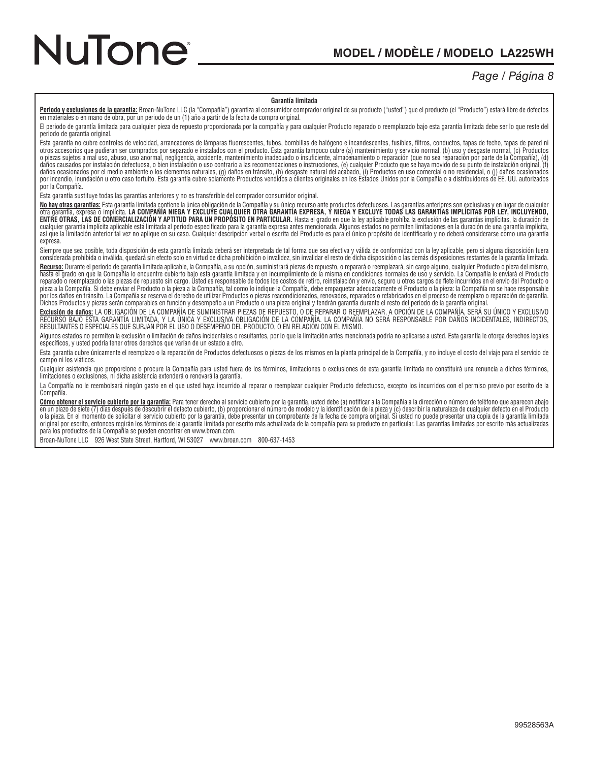# NuTone

## MODEL / MODÈLE / MODELO LA225WH

### Garantía limitada

**Periodo y exclusiones de la garantía:** Broan-NuTone LLC (la "Compañía") garantiza al consumidor comprador original de su producto ("usted") que el producto (el "Producto") estará libre de defectos en materiales o en mano de obra, por un periodo de un (1) año a partir de la fecha de compra original.

El periodo de garantía limitada para cualquier pieza de repuesto proporcionada por la compañía y para cualquier Producto reparado o reemplazado bajo esta garantía limitada debe ser lo que reste del periodo de garantía original.

Esta garantía no cubre controles de velocidad, arrancadores de lámparas fluorescentes, tubos, bombillas de halógeno e incandescentes, fusibles, filtros, conductos, tapas de techo, tapas de pared ni otros accesorios que pudieran ser comprados por separado e instalados con el producto. Esta garantía tampoco cubre (a) mantenimiento y servicio normal, (b) uso y desgaste normal, (c) Productos o piezas sujetos a mal uso, abuso, uso anormal, negligencia, accidente, mantenimiento inadecuado o insuficiente, almacenamiento o reparación (que no sea reparación por parte de la Compañía), (d) daños causados por instalación defectuosa, o bien instalación o uso contrario a las recomendaciones o instrucciones, (e) cualquier Producto que se haya movido de su punto de instalación original, (f) daños ocasionados por el medio ambiente o los elementos naturales, (g) daños en tránsito, (h) desgaste natural del acabado, (i) Productos en uso comercial o no residencial, o (j) daños ocasionados por incendio, inundación u otro caso fortuito. Esta garantía cubre solamente Productos vendidos a clientes originales en los Estados Unidos por la Compañía o a distribuidores de EE. UU. autorizados por la Compañía.

Esta garantía sustituye todas las garantías anteriores y no es transferible del comprador consumidor original.

**No hay otras garantías:** Esta garantía limitada contiene la única obligación de la Compañía y su único recurso ante productos defectuosos. Las garantías anteriores son exclusivas y en lugar de cualquier otra garantía, expresa o implícita. **LA COMPAÑÍA NIEGA Y EXCLUYE CUALQUIER OTRA GARANTÍA EXPRESA, Y NIEGA Y EXCLUYE TODAS LAS GARANTÍAS IMPLÍCITAS POR LEY, INCLUYENDO, ENTRE OTRAS, LAS DE COMERCIALIZACIÓN Y APTITUD PARA UN PROPÓSITO EN PARTICULAR.** Hasta el grado en que la ley aplicable prohíba la exclusión de las garantías implícitas, la duración de cualquier garantía implícita aplicable está limitada al periodo especificado para la garantía expresa antes mencionada. Algunos estados no permiten limitaciones en la duración de una garantía implícita, así que la limitación anterior tal vez no aplique en su caso. Cualquier descripción verbal o escrita del Producto es para el único propósito de identificarlo y no deberá considerarse como una garantía expresa.

Siempre que sea posible, toda disposición de esta garantía limitada deberá ser interpretada de tal forma que sea efectiva y válida de conformidad con la ley aplicable, pero si alguna disposición fuera considerada prohibida o inválida, quedará sin efecto solo en virtud de dicha prohibición o invalidez, sin invalidar el resto de dicha disposición o las demás disposiciones restantes de la garantía limitada.

**Recurso:** Durante el periodo de garantía limitada aplicable, la Compañía, a su opción, suministrará piezas de repuesto, o reparará o reemplazará, sin cargo alguno, cualquier Producto o pieza del mismo, hasta el grado en que la Compañía lo encuentre cubierto bajo esta garantía limitada y en incumplimiento de la misma en condiciones normales de uso y servicio. La Compañía le enviará el Producto reparado o reemplazado o las piezas de repuesto sin cargo. Usted es responsable de todos los costos de retiro, reinstalación y envío, seguro u otros cargos de flete incurridos en el envío del Producto o pieza a la Compañía. Si debe enviar el Producto o la pieza a la Compañía, tal como lo indique la Compañía, debe empaquetar adecuadamente el Producto o la pieza: la Compañía no se hace responsable por los daños en tránsito. La Compañía se reserva el derecho de utilizar Productos o piezas reacondicionados, renovados, reparados o refabricados en el proceso de reemplazo o reparación de garantía. Dichos Productos y piezas serán comparables en función y desempeño a un Producto o una pieza original y tendrán garantía durante el resto del periodo de la garantía original.

**Exclusión de daños:** LA OBLIGACIÓN DE LA COMPAÑÍA DE SUMINISTRAR PIEZAS DE REPUESTO, O DE REPARAR O REEMPLAZAR, A OPCIÓN DE LA COMPAÑÍA, SERÁ SU ÚNICO Y EXCLUSIVO RECURSO BAJO ESTA GARANTÍA LIMITADA, Y LA ÚNICA Y EXCLUSIVA OBLIGACIÓN DE LA COMPAÑÍA. LA COMPAÑÍA NO SERÁ RESPONSABLE POR DAÑOS INCIDENTALES, INDIRECTOS, RESULTANTES O ESPECIALES QUE SURJAN POR EL USO O DESEMPEÑO DEL PRODUCTO, O EN RELACIÓN CON EL MISMO.

Algunos estados no permiten la exclusión o limitación de daños incidentales o resultantes, por lo que la limitación antes mencionada podría no aplicarse a usted. Esta garantía le otorga derechos legales específicos, y usted podría tener otros derechos que varían de un estado a otro.

Esta garantía cubre únicamente el reemplazo o la reparación de Productos defectuosos o piezas de los mismos en la planta principal de la Compañía, y no incluye el costo del viaje para el servicio de campo ni los viáticos.

Cualquier asistencia que proporcione o procure la Compañía para usted fuera de los términos, limitaciones o exclusiones de esta garantía limitada no constituirá una renuncia a dichos términos, limitaciones o exclusiones, ni dicha asistencia extenderá o renovará la garantía.

La Compañía no le reembolsará ningún gasto en el que usted haya incurrido al reparar o reemplazar cualquier Producto defectuoso, excepto los incurridos con el permiso previo por escrito de la Compañía.

**Cómo obtener el servicio cubierto por la garantía:** Para tener derecho al servicio cubierto por la garantía, usted debe (a) notificar a la Compañía a la dirección o número de teléfono que aparecen abajo en un plazo de siete (7) días después de descubrir el defecto cubierto, (b) proporcionar el número de modelo y la identificación de la pieza y (c) describir la naturaleza de cualquier defecto en el Producto o la pieza. En el momento de solicitar el servicio cubierto por la garantía, debe presentar un comprobante de la fecha de compra original. Si usted no puede presentar una copia de la garantía limitada original por escrito, entonces regirán los términos de la garantía limitada por escrito más actualizada de la compañía para su producto en particular. Las garantías limitadas por escrito más actualizadas para los productos de la Compañía se pueden encontrar en www.broan.com.

Broan-NuTone LLC 926 West State Street, Hartford, WI 53027 www.broan.com 800-637-1453

99528563A